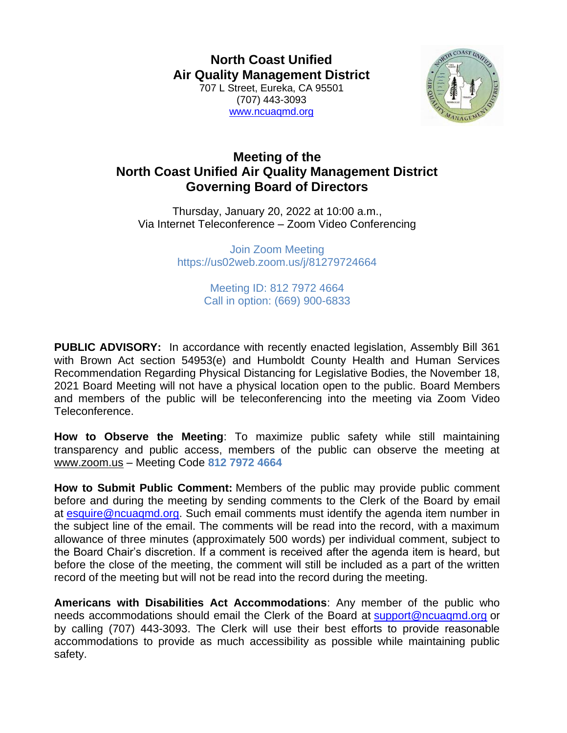**North Coast Unified**
**Air Quality Management District**
707 L Street, Eureka, CA 95501
(707) 443-3093
www.ncuaqmd.org

# Meeting of the
# North Coast Unified Air Quality Management District
# Governing Board of Directors

Thursday, January 20, 2022 at 10:00 a.m.,
Via Internet Teleconference – Zoom Video Conferencing

Join Zoom Meeting
https://us02web.zoom.us/j/81279724664

Meeting ID: 812 7972 4664
Call in option: (669) 900-6833

**PUBLIC ADVISORY:** In accordance with recently enacted legislation, Assembly Bill 361 with Brown Act section 54953(e) and Humboldt County Health and Human Services Recommendation Regarding Physical Distancing for Legislative Bodies, the November 18, 2021 Board Meeting will not have a physical location open to the public. Board Members and members of the public will be teleconferencing into the meeting via Zoom Video Teleconference.

**How to Observe the Meeting**: To maximize public safety while still maintaining transparency and public access, members of the public can observe the meeting at www.zoom.us – Meeting Code **812 7972 4664**

**How to Submit Public Comment:** Members of the public may provide public comment before and during the meeting by sending comments to the Clerk of the Board by email at esquire@ncuaqmd.org. Such email comments must identify the agenda item number in the subject line of the email. The comments will be read into the record, with a maximum allowance of three minutes (approximately 500 words) per individual comment, subject to the Board Chair's discretion. If a comment is received after the agenda item is heard, but before the close of the meeting, the comment will still be included as a part of the written record of the meeting but will not be read into the record during the meeting.

**Americans with Disabilities Act Accommodations**: Any member of the public who needs accommodations should email the Clerk of the Board at support@ncuaqmd.org or by calling (707) 443-3093. The Clerk will use their best efforts to provide reasonable accommodations to provide as much accessibility as possible while maintaining public safety.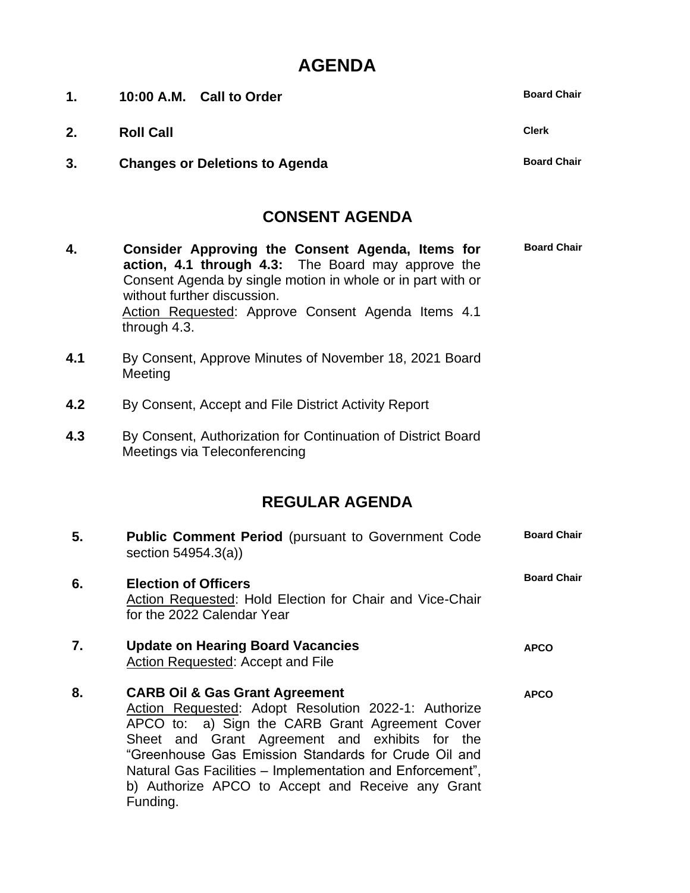# AGENDA

| | | |
|---|---|---|
| **1.** | **10:00 A.M. Call to Order** | **Board Chair** |
| **2.** | **Roll Call** | **Clerk** |
| **3.** | **Changes or Deletions to Agenda** | **Board Chair** |

## CONSENT AGENDA

| | | |
|---|---|---|
| **4.** | **Consider Approving the Consent Agenda, Items for action, 4.1 through 4.3:** The Board may approve the Consent Agenda by single motion in whole or in part with or without further discussion.<br>Action Requested: Approve Consent Agenda Items 4.1 through 4.3. | **Board Chair** |
| **4.1** | By Consent, Approve Minutes of November 18, 2021 Board Meeting | |
| **4.2** | By Consent, Accept and File District Activity Report | |
| **4.3** | By Consent, Authorization for Continuation of District Board Meetings via Teleconferencing | |

## REGULAR AGENDA

| | | |
|---|---|---|
| **5.** | **Public Comment Period** (pursuant to Government Code section 54954.3(a)) | **Board Chair** |
| **6.** | **Election of Officers**<br>Action Requested: Hold Election for Chair and Vice-Chair for the 2022 Calendar Year | **Board Chair** |
| **7.** | **Update on Hearing Board Vacancies**<br>Action Requested: Accept and File | **APCO** |
| **8.** | **CARB Oil & Gas Grant Agreement**<br>Action Requested: Adopt Resolution 2022-1: Authorize APCO to: a) Sign the CARB Grant Agreement Cover Sheet and Grant Agreement and exhibits for the "Greenhouse Gas Emission Standards for Crude Oil and Natural Gas Facilities – Implementation and Enforcement", b) Authorize APCO to Accept and Receive any Grant Funding. | **APCO** |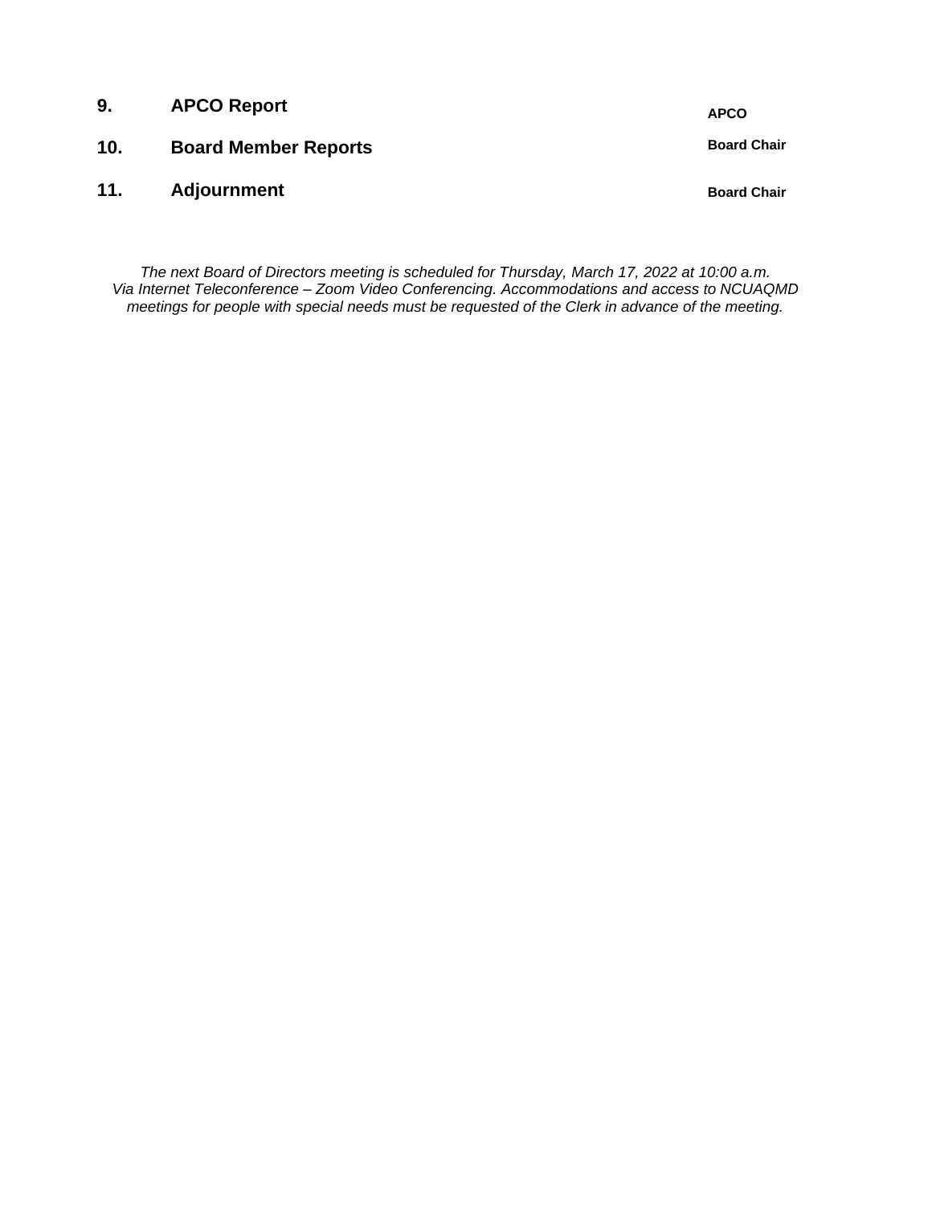**9. APCO Report** **APCO**

**10. Board Member Reports** **Board Chair**

**11. Adjournment** **Board Chair**

*The next Board of Directors meeting is scheduled for Thursday, March 17, 2022 at 10:00 a.m. Via Internet Teleconference – Zoom Video Conferencing. Accommodations and access to NCUAQMD meetings for people with special needs must be requested of the Clerk in advance of the meeting.*